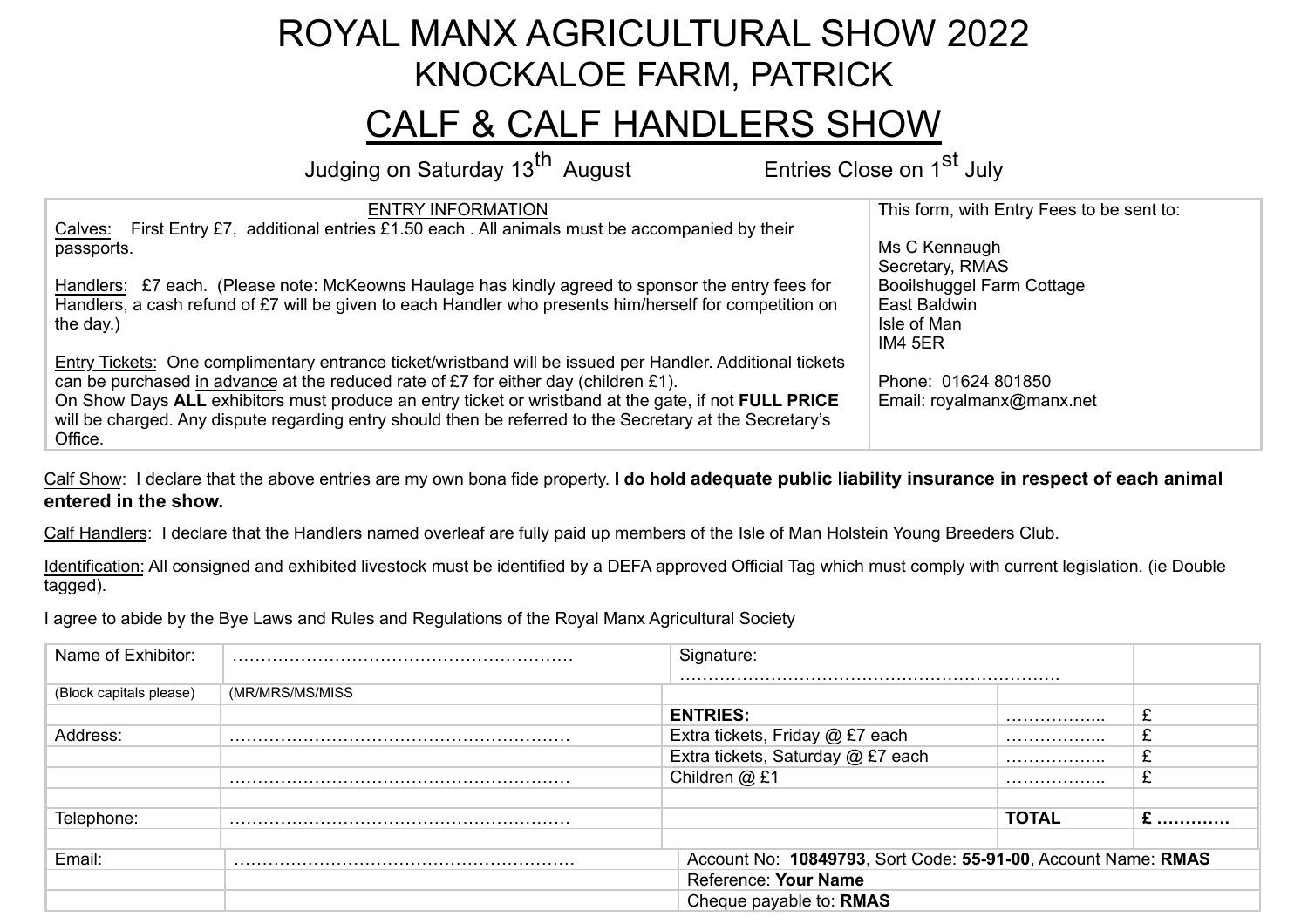# ROYAL MANX AGRICULTURAL SHOW 2022

## KNOCKALOE FARM, PATRICK

## CALF & CALF HANDLERS SHOW

Judging on Saturday 13th August Entries Close on 1st July

| ENTRY INFORMATION | This form, with Entry Fees to be sent to: |
|---|---|
| Calves: First Entry £7, additional entries £1.50 each . All animals must be accompanied by their passports.<br><br>Handlers: £7 each. (Please note: McKeowns Haulage has kindly agreed to sponsor the entry fees for Handlers, a cash refund of £7 will be given to each Handler who presents him/herself for competition on the day.)<br><br>Entry Tickets: One complimentary entrance ticket/wristband will be issued per Handler. Additional tickets can be purchased in advance at the reduced rate of £7 for either day (children £1).<br>On Show Days **ALL** exhibitors must produce an entry ticket or wristband at the gate, if not **FULL PRICE** will be charged. Any dispute regarding entry should then be referred to the Secretary at the Secretary's Office. | Ms C Kennaugh<br>Secretary, RMAS<br>Boilshuggel Farm Cottage<br>East Baldwin<br>Isle of Man<br>IM4 5ER<br><br>Phone: 01624 801850<br>Email: royalmanx@manx.net |

Calf Show: I declare that the above entries are my own bona fide property. **I do hold adequate public liability insurance in respect of each animal entered in the show.**

Calf Handlers: I declare that the Handlers named overleaf are fully paid up members of the Isle of Man Holstein Young Breeders Club.

Identification: All consigned and exhibited livestock must be identified by a DEFA approved Official Tag which must comply with current legislation. (ie Double tagged).

I agree to abide by the Bye Laws and Rules and Regulations of the Royal Manx Agricultural Society

| Name of Exhibitor: | …………………………………………………… | Signature: …………………………………………………………… | | |
|---|---|---|---|---|
| (Block capitals please) | (MR/MRS/MS/MISS | | | |
| | | **ENTRIES:** | …………….... | £ |
| Address: | …………………………………………………… | Extra tickets, Friday @ £7 each | …………….... | £ |
| | | Extra tickets, Saturday @ £7 each | …………….... | £ |
| | …………………………………………………… | Children @ £1 | …………….... | £ |
| | | | | |
| Telephone: | …………………………………………………… | | **TOTAL** | **£ …………** |
| | | | | |
| Email: | …………………………………………………… | Account No: **10849793**, Sort Code: **55-91-00**, Account Name: **RMAS** | | |
| | | Reference: **Your Name** | | |
| | | Cheque payable to: **RMAS** | | |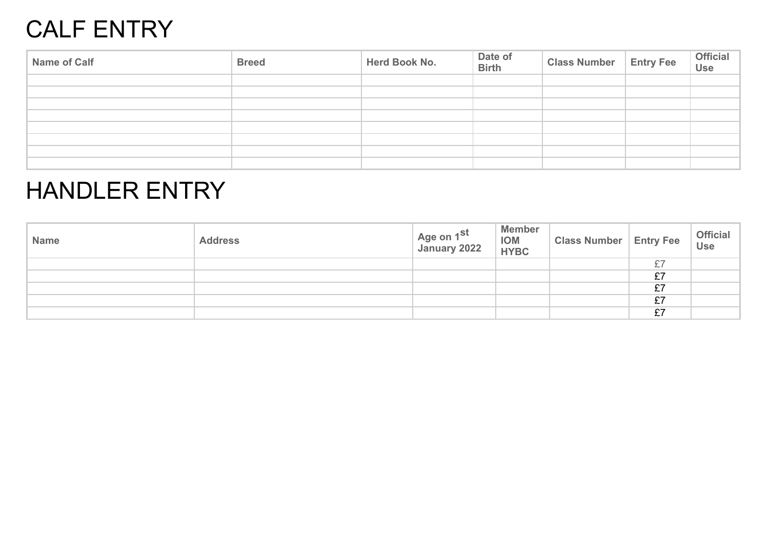# CALF ENTRY

| Name of Calf | Breed | Herd Book No. | Date of Birth | Class Number | Entry Fee | Official Use |
|---|---|---|---|---|---|---|
| | | | | | | |
| | | | | | | |
| | | | | | | |
| | | | | | | |
| | | | | | | |
| | | | | | | |
| | | | | | | |
| | | | | | | |

# HANDLER ENTRY

| Name | Address | Age on 1st January 2022 | Member IOM HYBC | Class Number | Entry Fee | Official Use |
|---|---|---|---|---|---|---|
| | | | | | £7 | |
| | | | | | £7 | |
| | | | | | £7 | |
| | | | | | £7 | |
| | | | | | £7 | |